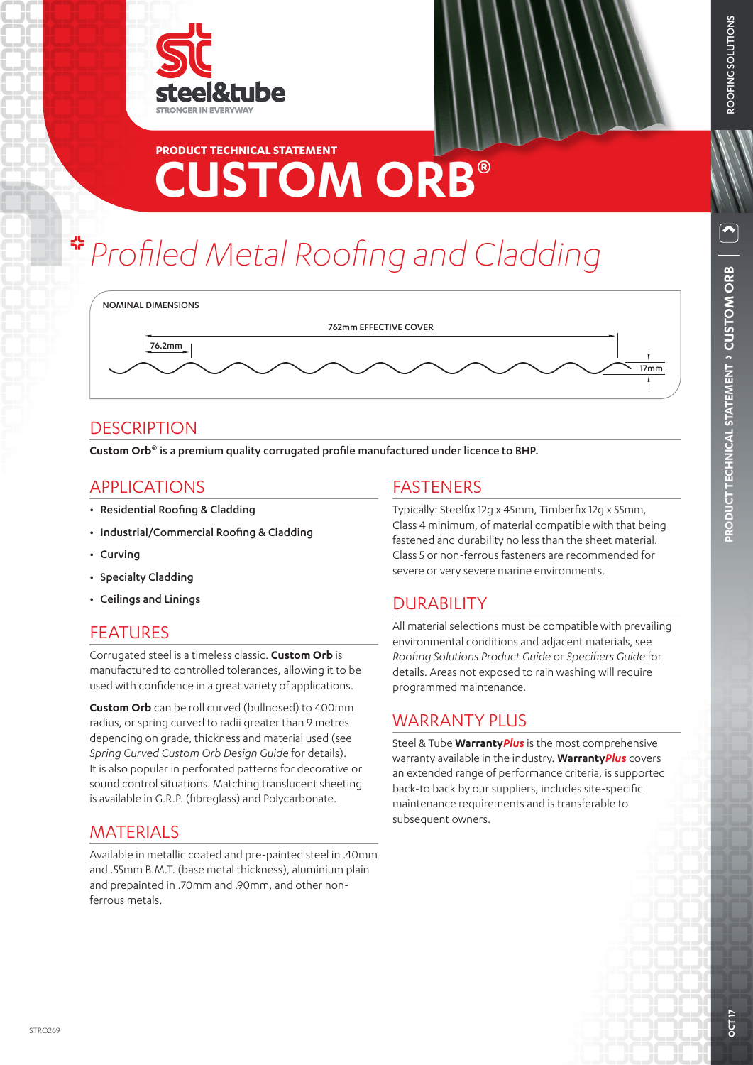steel&tube

STRONGER IN EVERYWAY

PRODUCT TECHNICAL STATEMENT

# CUSTOM ORB®

## Profiled Metal Roofing and Cladding

NOMINAL DIMENSIONS

762mm EFFECTIVE COVER

76.2mm

17mm

## DESCRIPTION

**Custom Orb® is a premium quality corrugated profile manufactured under licence to BHP.**

## APPLICATIONS

- **Residential Roofing & Cladding**
- **Industrial/Commercial Roofing & Cladding**
- **Curving**
- **Specialty Cladding**
- **Ceilings and Linings**

## FEATURES

Corrugated steel is a timeless classic. **Custom Orb** is manufactured to controlled tolerances, allowing it to be used with confidence in a great variety of applications.

**Custom Orb** can be roll curved (bullnosed) to 400mm radius, or spring curved to radii greater than 9 metres depending on grade, thickness and material used (see *Spring Curved Custom Orb Design Guide* for details). It is also popular in perforated patterns for decorative or sound control situations. Matching translucent sheeting is available in G.R.P. (fibreglass) and Polycarbonate.

## MATERIALS

Available in metallic coated and pre-painted steel in .40mm and .55mm B.M.T. (base metal thickness), aluminium plain and prepainted in .70mm and .90mm, and other non-ferrous metals.

## FASTENERS

Typically: Steelfix 12g x 45mm, Timberfix 12g x 55mm, Class 4 minimum, of material compatible with that being fastened and durability no less than the sheet material. Class 5 or non-ferrous fasteners are recommended for severe or very severe marine environments.

## DURABILITY

All material selections must be compatible with prevailing environmental conditions and adjacent materials, see *Roofing Solutions Product Guide* or *Specifiers Guide* for details. Areas not exposed to rain washing will require programmed maintenance.

## WARRANTY PLUS

Steel & Tube **Warranty*Plus*** is the most comprehensive warranty available in the industry. **Warranty*Plus*** covers an extended range of performance criteria, is supported back-to back by our suppliers, includes site-specific maintenance requirements and is transferable to subsequent owners.

STRO269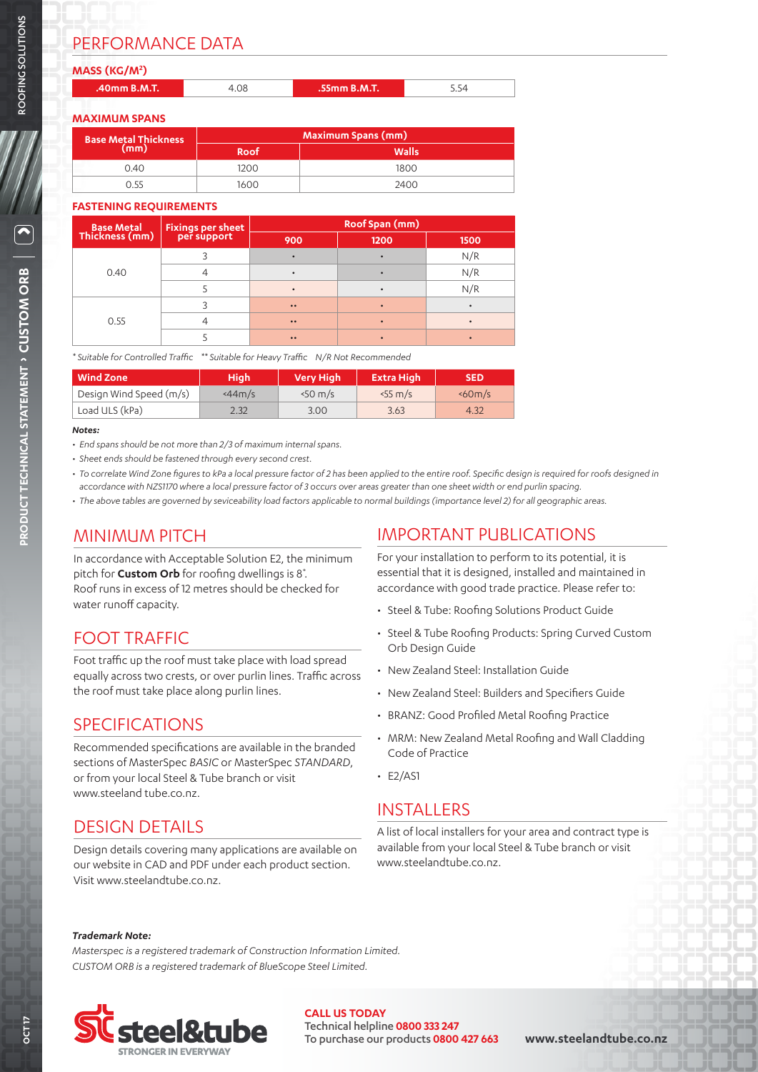# PERFORMANCE DATA

## MASS (KG/M²)

| .40mm B.M.T. | 4.08 | .55mm B.M.T. | 5.54 |
|---|---|---|---|

## MAXIMUM SPANS

| Base Metal Thickness (mm) | Maximum Spans (mm) | |
|---|---|---|
| | Roof | Walls |
| 0.40 | 1200 | 1800 |
| 0.55 | 1600 | 2400 |

## FASTENING REQUIREMENTS

| Base Metal Thickness (mm) | Fixings per sheet per support | Roof Span (mm) | | |
|---|---|---|---|---|
| | | 900 | 1200 | 1500 |
| 0.40 | 3 | * | * | N/R |
| | 4 | * | * | N/R |
| | 5 | * | * | N/R |
| 0.55 | 3 | ** | * | * |
| | 4 | ** | * | * |
| | 5 | ** | * | * |

*\* Suitable for Controlled Traffic   \*\* Suitable for Heavy Traffic   N/R Not Recommended*

| Wind Zone | High | Very High | Extra High | SED |
|---|---|---|---|---|
| Design Wind Speed (m/s) | <44m/s | <50 m/s | <55 m/s | <60m/s |
| Load ULS (kPa) | 2.32 | 3.00 | 3.63 | 4.32 |

***Notes:***

- *End spans should be not more than 2/3 of maximum internal spans.*
- *Sheet ends should be fastened through every second crest.*
- *To correlate Wind Zone figures to kPa a local pressure factor of 2 has been applied to the entire roof. Specific design is required for roofs designed in accordance with NZS1170 where a local pressure factor of 3 occurs over areas greater than one sheet width or end purlin spacing.*
- *The above tables are governed by seviceability load factors applicable to normal buildings (importance level 2) for all geographic areas.*

# MINIMUM PITCH

In accordance with Acceptable Solution E2, the minimum pitch for **Custom Orb** for roofing dwellings is 8˚.
Roof runs in excess of 12 metres should be checked for water runoff capacity.

# FOOT TRAFFIC

Foot traffic up the roof must take place with load spread equally across two crests, or over purlin lines. Traffic across the roof must take place along purlin lines.

# SPECIFICATIONS

Recommended specifications are available in the branded sections of MasterSpec *BASIC* or MasterSpec *STANDARD*, or from your local Steel & Tube branch or visit www.steeland tube.co.nz.

# DESIGN DETAILS

Design details covering many applications are available on our website in CAD and PDF under each product section. Visit www.steelandtube.co.nz.

# IMPORTANT PUBLICATIONS

For your installation to perform to its potential, it is essential that it is designed, installed and maintained in accordance with good trade practice. Please refer to:

- Steel & Tube: Roofing Solutions Product Guide
- Steel & Tube Roofing Products: Spring Curved Custom Orb Design Guide
- New Zealand Steel: Installation Guide
- New Zealand Steel: Builders and Specifiers Guide
- BRANZ: Good Profiled Metal Roofing Practice
- MRM: New Zealand Metal Roofing and Wall Cladding Code of Practice
- E2/AS1

# INSTALLERS

A list of local installers for your area and contract type is available from your local Steel & Tube branch or visit www.steelandtube.co.nz.

***Trademark Note:***

*Masterspec is a registered trademark of Construction Information Limited.*
*CUSTOM ORB is a registered trademark of BlueScope Steel Limited.*

steel&tube
STRONGER IN EVERYWAY

**CALL US TODAY**
Technical helpline **0800 333 247**
To purchase our products **0800 427 663**

**www.steelandtube.co.nz**